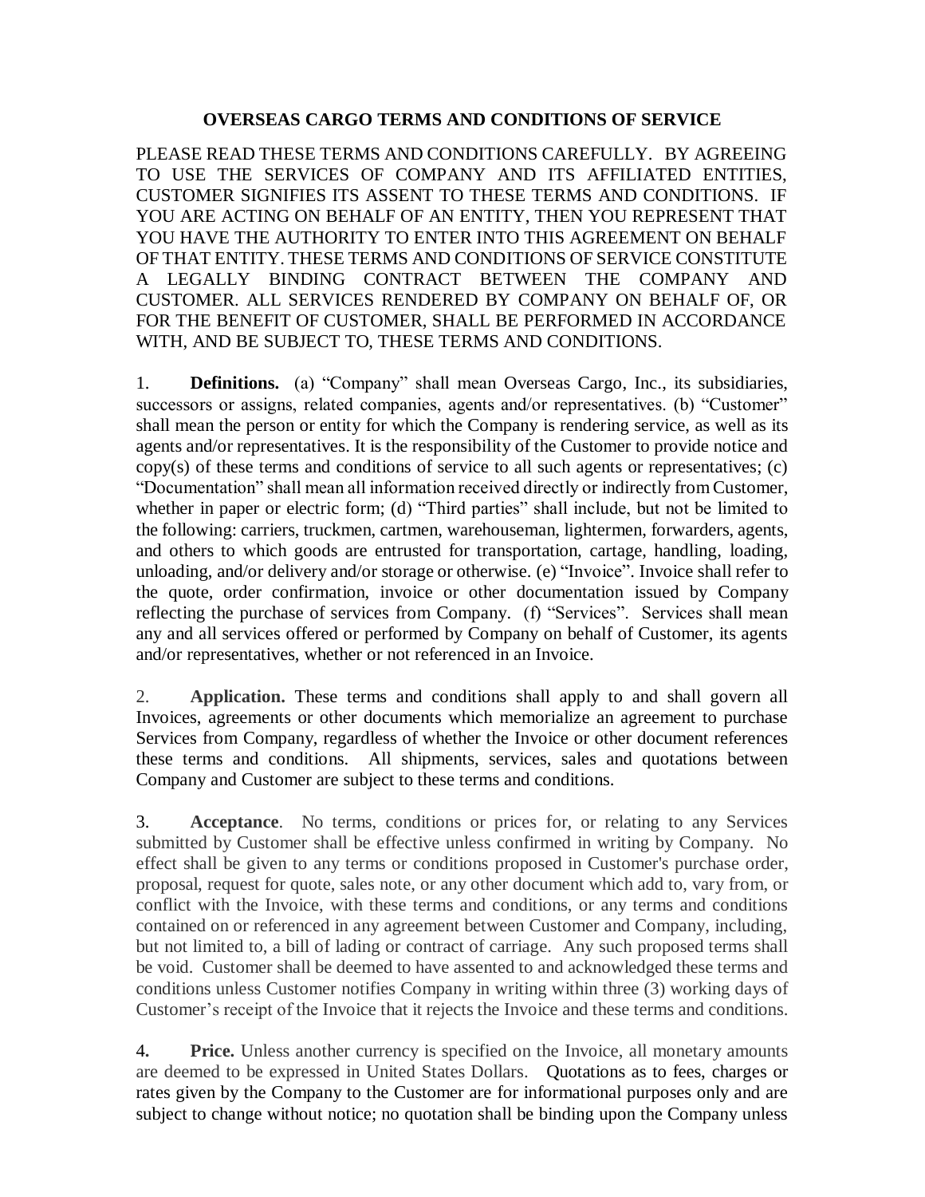# OVERSEAS CARGO TERMS AND CONDITIONS OF SERVICE

PLEASE READ THESE TERMS AND CONDITIONS CAREFULLY. BY AGREEING TO USE THE SERVICES OF COMPANY AND ITS AFFILIATED ENTITIES, CUSTOMER SIGNIFIES ITS ASSENT TO THESE TERMS AND CONDITIONS. IF YOU ARE ACTING ON BEHALF OF AN ENTITY, THEN YOU REPRESENT THAT YOU HAVE THE AUTHORITY TO ENTER INTO THIS AGREEMENT ON BEHALF OF THAT ENTITY. THESE TERMS AND CONDITIONS OF SERVICE CONSTITUTE A LEGALLY BINDING CONTRACT BETWEEN THE COMPANY AND CUSTOMER. ALL SERVICES RENDERED BY COMPANY ON BEHALF OF, OR FOR THE BENEFIT OF CUSTOMER, SHALL BE PERFORMED IN ACCORDANCE WITH, AND BE SUBJECT TO, THESE TERMS AND CONDITIONS.

1. **Definitions.** (a) "Company" shall mean Overseas Cargo, Inc., its subsidiaries, successors or assigns, related companies, agents and/or representatives. (b) "Customer" shall mean the person or entity for which the Company is rendering service, as well as its agents and/or representatives. It is the responsibility of the Customer to provide notice and copy(s) of these terms and conditions of service to all such agents or representatives; (c) "Documentation" shall mean all information received directly or indirectly from Customer, whether in paper or electric form; (d) "Third parties" shall include, but not be limited to the following: carriers, truckmen, cartmen, warehouseman, lightermen, forwarders, agents, and others to which goods are entrusted for transportation, cartage, handling, loading, unloading, and/or delivery and/or storage or otherwise. (e) "Invoice". Invoice shall refer to the quote, order confirmation, invoice or other documentation issued by Company reflecting the purchase of services from Company. (f) "Services". Services shall mean any and all services offered or performed by Company on behalf of Customer, its agents and/or representatives, whether or not referenced in an Invoice.

2. **Application.** These terms and conditions shall apply to and shall govern all Invoices, agreements or other documents which memorialize an agreement to purchase Services from Company, regardless of whether the Invoice or other document references these terms and conditions. All shipments, services, sales and quotations between Company and Customer are subject to these terms and conditions.

3. **Acceptance**. No terms, conditions or prices for, or relating to any Services submitted by Customer shall be effective unless confirmed in writing by Company. No effect shall be given to any terms or conditions proposed in Customer's purchase order, proposal, request for quote, sales note, or any other document which add to, vary from, or conflict with the Invoice, with these terms and conditions, or any terms and conditions contained on or referenced in any agreement between Customer and Company, including, but not limited to, a bill of lading or contract of carriage. Any such proposed terms shall be void. Customer shall be deemed to have assented to and acknowledged these terms and conditions unless Customer notifies Company in writing within three (3) working days of Customer's receipt of the Invoice that it rejects the Invoice and these terms and conditions.

4. **Price.** Unless another currency is specified on the Invoice, all monetary amounts are deemed to be expressed in United States Dollars. Quotations as to fees, charges or rates given by the Company to the Customer are for informational purposes only and are subject to change without notice; no quotation shall be binding upon the Company unless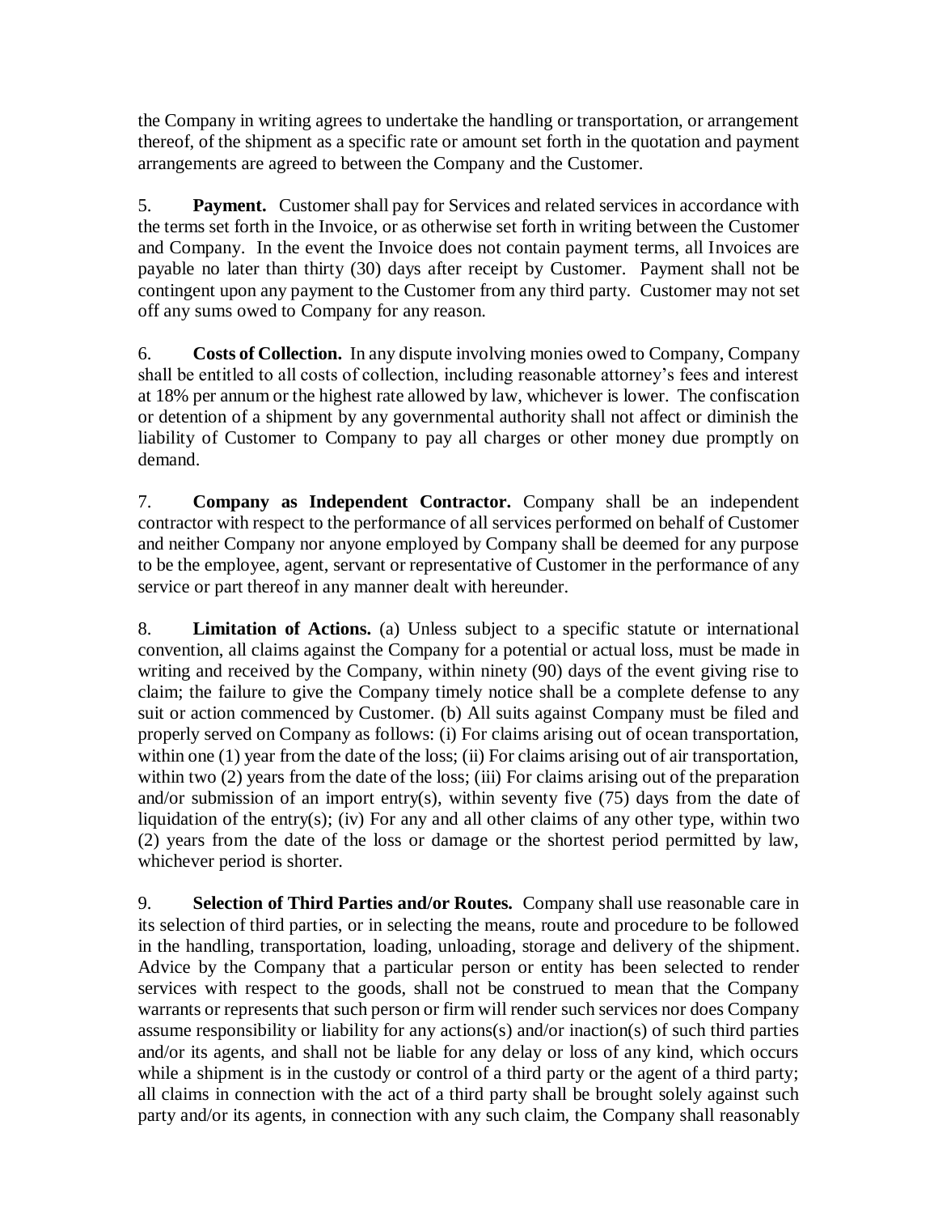the Company in writing agrees to undertake the handling or transportation, or arrangement thereof, of the shipment as a specific rate or amount set forth in the quotation and payment arrangements are agreed to between the Company and the Customer.

5. **Payment.** Customer shall pay for Services and related services in accordance with the terms set forth in the Invoice, or as otherwise set forth in writing between the Customer and Company. In the event the Invoice does not contain payment terms, all Invoices are payable no later than thirty (30) days after receipt by Customer. Payment shall not be contingent upon any payment to the Customer from any third party. Customer may not set off any sums owed to Company for any reason.

6. **Costs of Collection.** In any dispute involving monies owed to Company, Company shall be entitled to all costs of collection, including reasonable attorney's fees and interest at 18% per annum or the highest rate allowed by law, whichever is lower. The confiscation or detention of a shipment by any governmental authority shall not affect or diminish the liability of Customer to Company to pay all charges or other money due promptly on demand.

7. **Company as Independent Contractor.** Company shall be an independent contractor with respect to the performance of all services performed on behalf of Customer and neither Company nor anyone employed by Company shall be deemed for any purpose to be the employee, agent, servant or representative of Customer in the performance of any service or part thereof in any manner dealt with hereunder.

8. **Limitation of Actions.** (a) Unless subject to a specific statute or international convention, all claims against the Company for a potential or actual loss, must be made in writing and received by the Company, within ninety (90) days of the event giving rise to claim; the failure to give the Company timely notice shall be a complete defense to any suit or action commenced by Customer. (b) All suits against Company must be filed and properly served on Company as follows: (i) For claims arising out of ocean transportation, within one (1) year from the date of the loss; (ii) For claims arising out of air transportation, within two (2) years from the date of the loss; (iii) For claims arising out of the preparation and/or submission of an import entry(s), within seventy five (75) days from the date of liquidation of the entry(s); (iv) For any and all other claims of any other type, within two (2) years from the date of the loss or damage or the shortest period permitted by law, whichever period is shorter.

9. **Selection of Third Parties and/or Routes.** Company shall use reasonable care in its selection of third parties, or in selecting the means, route and procedure to be followed in the handling, transportation, loading, unloading, storage and delivery of the shipment. Advice by the Company that a particular person or entity has been selected to render services with respect to the goods, shall not be construed to mean that the Company warrants or represents that such person or firm will render such services nor does Company assume responsibility or liability for any actions(s) and/or inaction(s) of such third parties and/or its agents, and shall not be liable for any delay or loss of any kind, which occurs while a shipment is in the custody or control of a third party or the agent of a third party; all claims in connection with the act of a third party shall be brought solely against such party and/or its agents, in connection with any such claim, the Company shall reasonably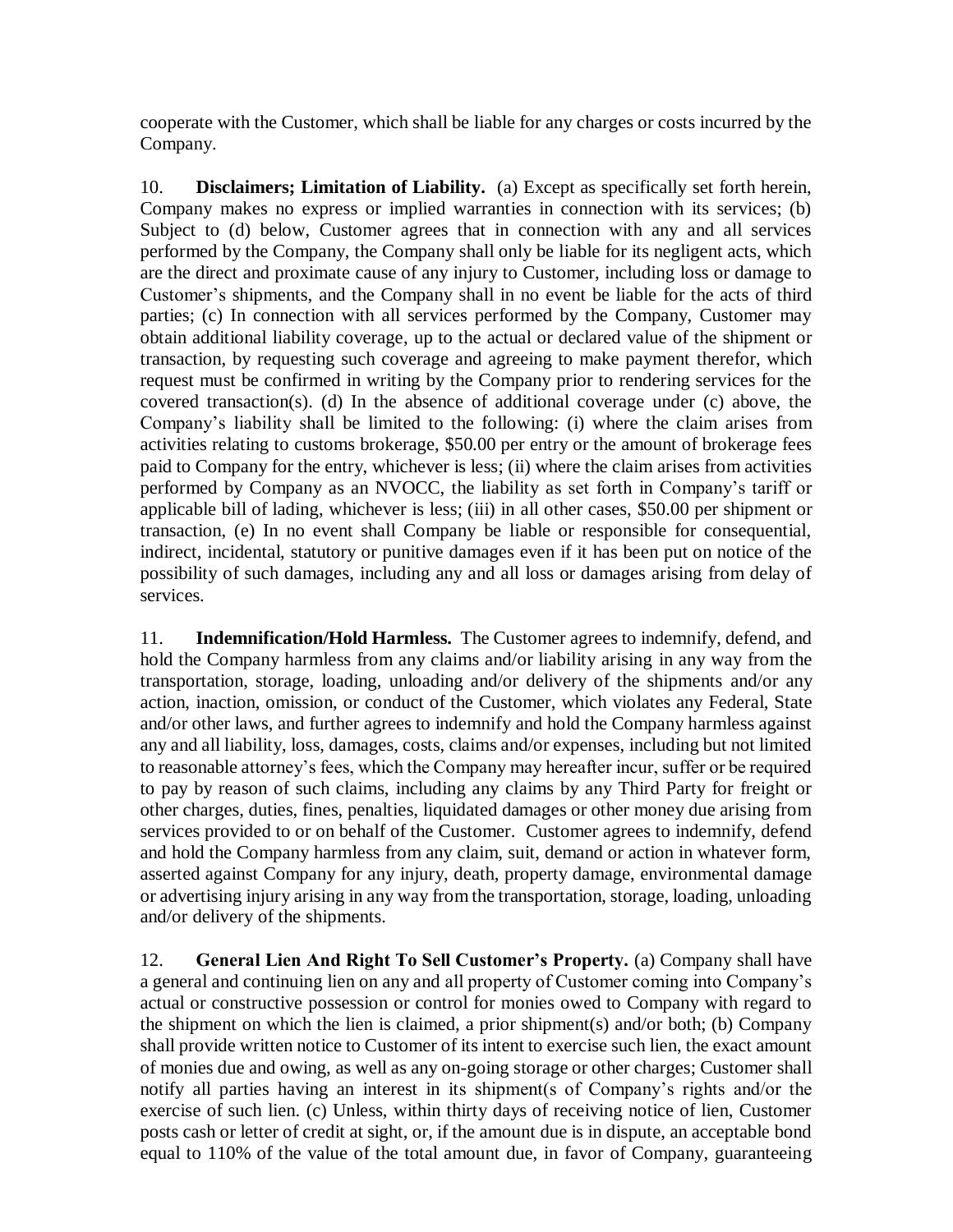cooperate with the Customer, which shall be liable for any charges or costs incurred by the Company.

10. **Disclaimers; Limitation of Liability.** (a) Except as specifically set forth herein, Company makes no express or implied warranties in connection with its services; (b) Subject to (d) below, Customer agrees that in connection with any and all services performed by the Company, the Company shall only be liable for its negligent acts, which are the direct and proximate cause of any injury to Customer, including loss or damage to Customer's shipments, and the Company shall in no event be liable for the acts of third parties; (c) In connection with all services performed by the Company, Customer may obtain additional liability coverage, up to the actual or declared value of the shipment or transaction, by requesting such coverage and agreeing to make payment therefor, which request must be confirmed in writing by the Company prior to rendering services for the covered transaction(s). (d) In the absence of additional coverage under (c) above, the Company's liability shall be limited to the following: (i) where the claim arises from activities relating to customs brokerage, $50.00 per entry or the amount of brokerage fees paid to Company for the entry, whichever is less; (ii) where the claim arises from activities performed by Company as an NVOCC, the liability as set forth in Company's tariff or applicable bill of lading, whichever is less; (iii) in all other cases, $50.00 per shipment or transaction, (e) In no event shall Company be liable or responsible for consequential, indirect, incidental, statutory or punitive damages even if it has been put on notice of the possibility of such damages, including any and all loss or damages arising from delay of services.

11. **Indemnification/Hold Harmless.** The Customer agrees to indemnify, defend, and hold the Company harmless from any claims and/or liability arising in any way from the transportation, storage, loading, unloading and/or delivery of the shipments and/or any action, inaction, omission, or conduct of the Customer, which violates any Federal, State and/or other laws, and further agrees to indemnify and hold the Company harmless against any and all liability, loss, damages, costs, claims and/or expenses, including but not limited to reasonable attorney's fees, which the Company may hereafter incur, suffer or be required to pay by reason of such claims, including any claims by any Third Party for freight or other charges, duties, fines, penalties, liquidated damages or other money due arising from services provided to or on behalf of the Customer. Customer agrees to indemnify, defend and hold the Company harmless from any claim, suit, demand or action in whatever form, asserted against Company for any injury, death, property damage, environmental damage or advertising injury arising in any way from the transportation, storage, loading, unloading and/or delivery of the shipments.

12. **General Lien And Right To Sell Customer's Property.** (a) Company shall have a general and continuing lien on any and all property of Customer coming into Company's actual or constructive possession or control for monies owed to Company with regard to the shipment on which the lien is claimed, a prior shipment(s) and/or both; (b) Company shall provide written notice to Customer of its intent to exercise such lien, the exact amount of monies due and owing, as well as any on-going storage or other charges; Customer shall notify all parties having an interest in its shipment(s of Company's rights and/or the exercise of such lien. (c) Unless, within thirty days of receiving notice of lien, Customer posts cash or letter of credit at sight, or, if the amount due is in dispute, an acceptable bond equal to 110% of the value of the total amount due, in favor of Company, guaranteeing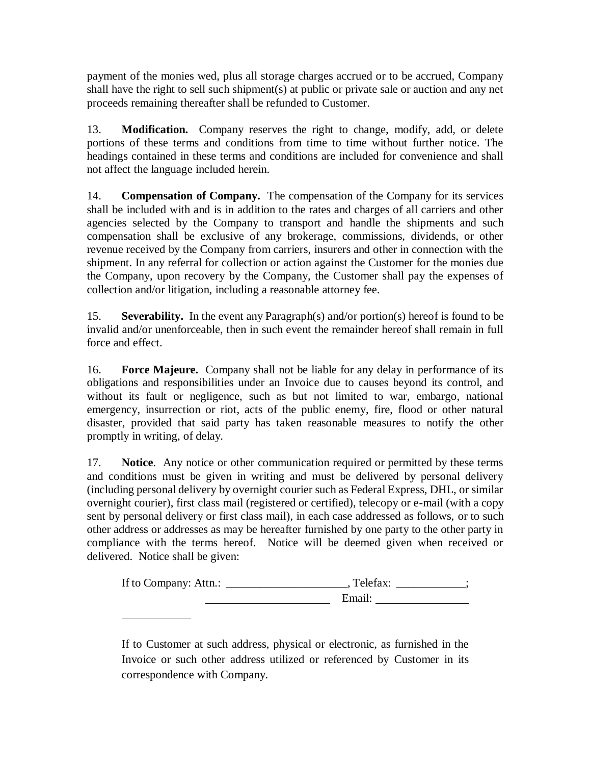payment of the monies wed, plus all storage charges accrued or to be accrued, Company shall have the right to sell such shipment(s) at public or private sale or auction and any net proceeds remaining thereafter shall be refunded to Customer.

13. **Modification.** Company reserves the right to change, modify, add, or delete portions of these terms and conditions from time to time without further notice. The headings contained in these terms and conditions are included for convenience and shall not affect the language included herein.

14. **Compensation of Company.** The compensation of the Company for its services shall be included with and is in addition to the rates and charges of all carriers and other agencies selected by the Company to transport and handle the shipments and such compensation shall be exclusive of any brokerage, commissions, dividends, or other revenue received by the Company from carriers, insurers and other in connection with the shipment. In any referral for collection or action against the Customer for the monies due the Company, upon recovery by the Company, the Customer shall pay the expenses of collection and/or litigation, including a reasonable attorney fee.

15. **Severability.** In the event any Paragraph(s) and/or portion(s) hereof is found to be invalid and/or unenforceable, then in such event the remainder hereof shall remain in full force and effect.

16. **Force Majeure.** Company shall not be liable for any delay in performance of its obligations and responsibilities under an Invoice due to causes beyond its control, and without its fault or negligence, such as but not limited to war, embargo, national emergency, insurrection or riot, acts of the public enemy, fire, flood or other natural disaster, provided that said party has taken reasonable measures to notify the other promptly in writing, of delay.

17. **Notice**. Any notice or other communication required or permitted by these terms and conditions must be given in writing and must be delivered by personal delivery (including personal delivery by overnight courier such as Federal Express, DHL, or similar overnight courier), first class mail (registered or certified), telecopy or e-mail (with a copy sent by personal delivery or first class mail), in each case addressed as follows, or to such other address or addresses as may be hereafter furnished by one party to the other party in compliance with the terms hereof. Notice will be deemed given when received or delivered. Notice shall be given:

If to Company: Attn.: _____________________, Telefax: ____________;
_____________________ Email: ________________

____________

If to Customer at such address, physical or electronic, as furnished in the Invoice or such other address utilized or referenced by Customer in its correspondence with Company.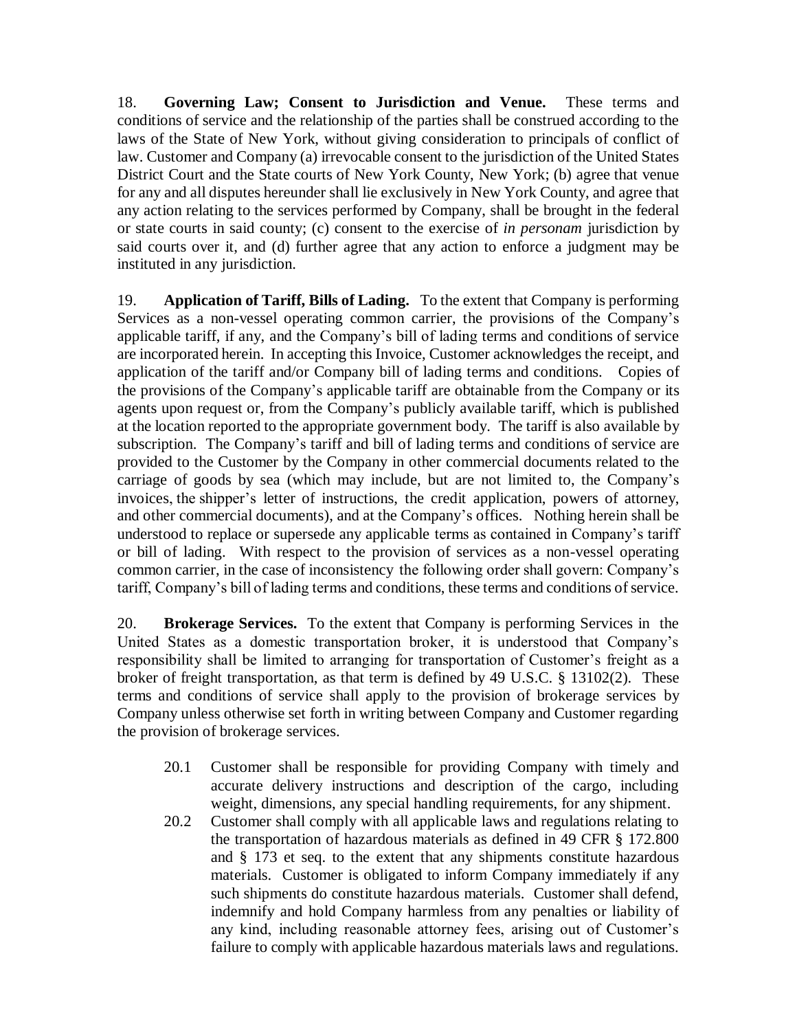18. **Governing Law; Consent to Jurisdiction and Venue.** These terms and conditions of service and the relationship of the parties shall be construed according to the laws of the State of New York, without giving consideration to principals of conflict of law. Customer and Company (a) irrevocable consent to the jurisdiction of the United States District Court and the State courts of New York County, New York; (b) agree that venue for any and all disputes hereunder shall lie exclusively in New York County, and agree that any action relating to the services performed by Company, shall be brought in the federal or state courts in said county; (c) consent to the exercise of *in personam* jurisdiction by said courts over it, and (d) further agree that any action to enforce a judgment may be instituted in any jurisdiction.

19. **Application of Tariff, Bills of Lading.** To the extent that Company is performing Services as a non-vessel operating common carrier, the provisions of the Company's applicable tariff, if any, and the Company's bill of lading terms and conditions of service are incorporated herein. In accepting this Invoice, Customer acknowledges the receipt, and application of the tariff and/or Company bill of lading terms and conditions. Copies of the provisions of the Company's applicable tariff are obtainable from the Company or its agents upon request or, from the Company's publicly available tariff, which is published at the location reported to the appropriate government body. The tariff is also available by subscription. The Company's tariff and bill of lading terms and conditions of service are provided to the Customer by the Company in other commercial documents related to the carriage of goods by sea (which may include, but are not limited to, the Company's invoices, the shipper's letter of instructions, the credit application, powers of attorney, and other commercial documents), and at the Company's offices. Nothing herein shall be understood to replace or supersede any applicable terms as contained in Company's tariff or bill of lading. With respect to the provision of services as a non-vessel operating common carrier, in the case of inconsistency the following order shall govern: Company's tariff, Company's bill of lading terms and conditions, these terms and conditions of service.

20. **Brokerage Services.** To the extent that Company is performing Services in the United States as a domestic transportation broker, it is understood that Company's responsibility shall be limited to arranging for transportation of Customer's freight as a broker of freight transportation, as that term is defined by 49 U.S.C. § 13102(2). These terms and conditions of service shall apply to the provision of brokerage services by Company unless otherwise set forth in writing between Company and Customer regarding the provision of brokerage services.

20.1 Customer shall be responsible for providing Company with timely and accurate delivery instructions and description of the cargo, including weight, dimensions, any special handling requirements, for any shipment.

20.2 Customer shall comply with all applicable laws and regulations relating to the transportation of hazardous materials as defined in 49 CFR § 172.800 and § 173 et seq. to the extent that any shipments constitute hazardous materials. Customer is obligated to inform Company immediately if any such shipments do constitute hazardous materials. Customer shall defend, indemnify and hold Company harmless from any penalties or liability of any kind, including reasonable attorney fees, arising out of Customer's failure to comply with applicable hazardous materials laws and regulations.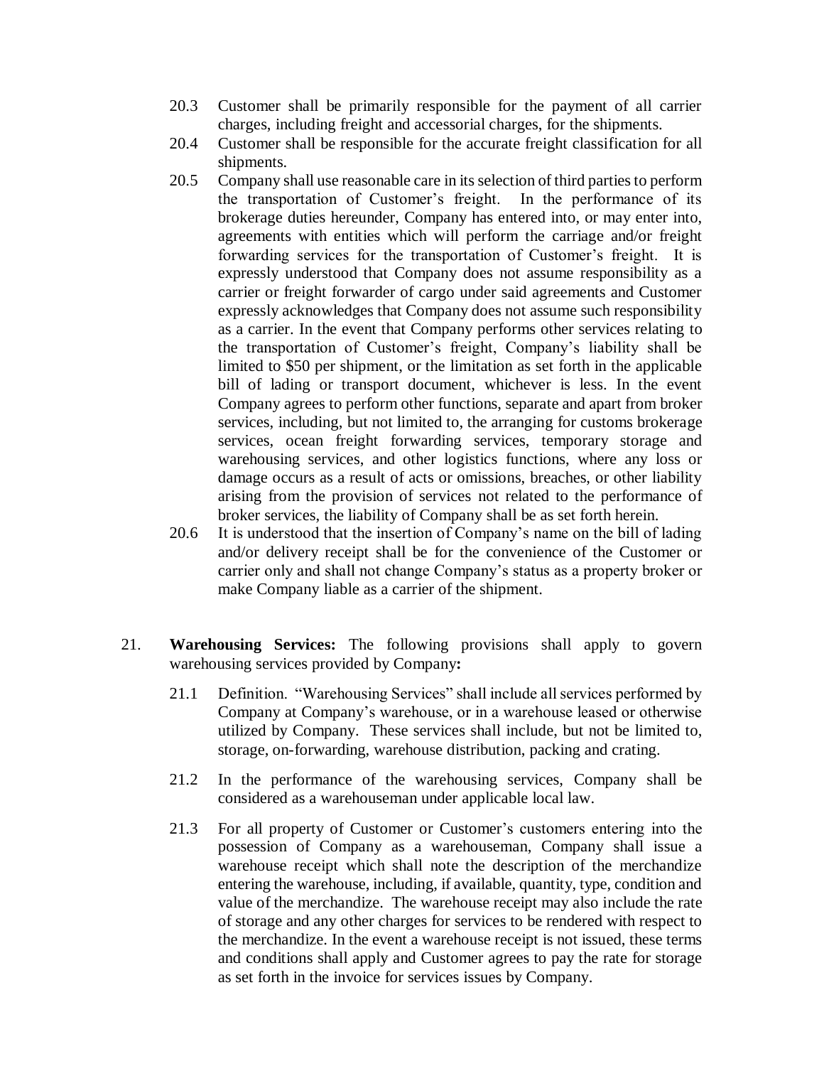20.3 Customer shall be primarily responsible for the payment of all carrier charges, including freight and accessorial charges, for the shipments.

20.4 Customer shall be responsible for the accurate freight classification for all shipments.

20.5 Company shall use reasonable care in its selection of third parties to perform the transportation of Customer's freight. In the performance of its brokerage duties hereunder, Company has entered into, or may enter into, agreements with entities which will perform the carriage and/or freight forwarding services for the transportation of Customer's freight. It is expressly understood that Company does not assume responsibility as a carrier or freight forwarder of cargo under said agreements and Customer expressly acknowledges that Company does not assume such responsibility as a carrier. In the event that Company performs other services relating to the transportation of Customer's freight, Company's liability shall be limited to $50 per shipment, or the limitation as set forth in the applicable bill of lading or transport document, whichever is less. In the event Company agrees to perform other functions, separate and apart from broker services, including, but not limited to, the arranging for customs brokerage services, ocean freight forwarding services, temporary storage and warehousing services, and other logistics functions, where any loss or damage occurs as a result of acts or omissions, breaches, or other liability arising from the provision of services not related to the performance of broker services, the liability of Company shall be as set forth herein.

20.6 It is understood that the insertion of Company's name on the bill of lading and/or delivery receipt shall be for the convenience of the Customer or carrier only and shall not change Company's status as a property broker or make Company liable as a carrier of the shipment.

21. **Warehousing Services:** The following provisions shall apply to govern warehousing services provided by Company**:**

21.1 Definition. "Warehousing Services" shall include all services performed by Company at Company's warehouse, or in a warehouse leased or otherwise utilized by Company. These services shall include, but not be limited to, storage, on-forwarding, warehouse distribution, packing and crating.

21.2 In the performance of the warehousing services, Company shall be considered as a warehouseman under applicable local law.

21.3 For all property of Customer or Customer's customers entering into the possession of Company as a warehouseman, Company shall issue a warehouse receipt which shall note the description of the merchandize entering the warehouse, including, if available, quantity, type, condition and value of the merchandize. The warehouse receipt may also include the rate of storage and any other charges for services to be rendered with respect to the merchandize. In the event a warehouse receipt is not issued, these terms and conditions shall apply and Customer agrees to pay the rate for storage as set forth in the invoice for services issues by Company.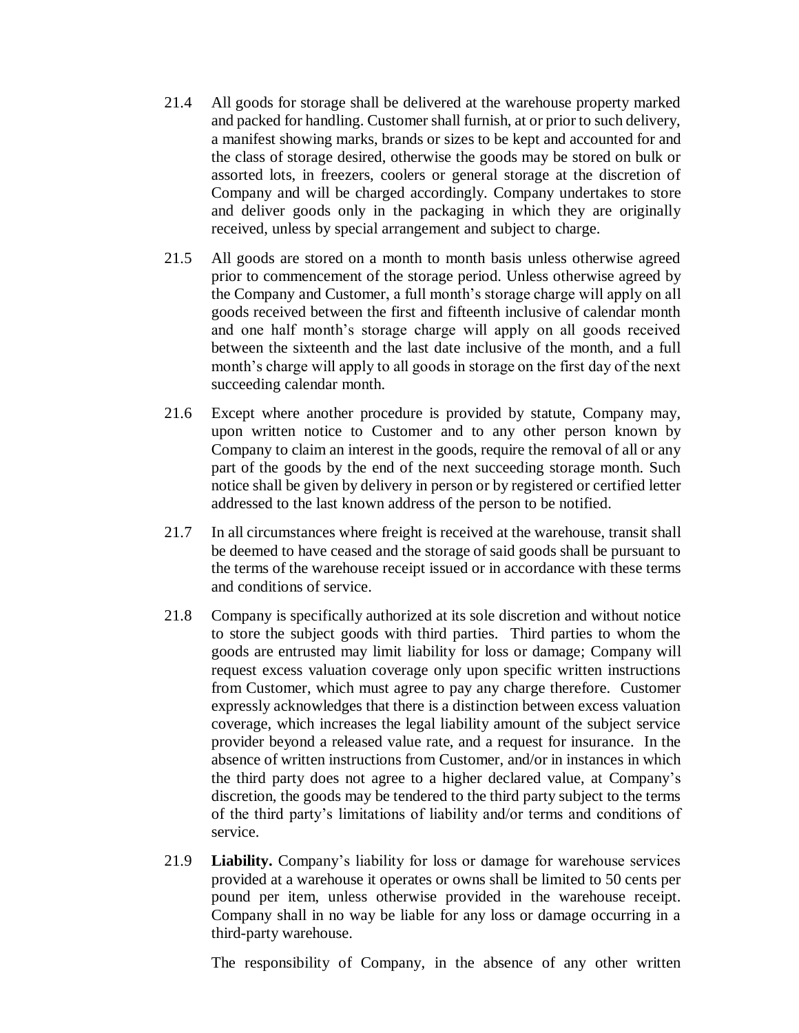21.4 All goods for storage shall be delivered at the warehouse property marked and packed for handling. Customer shall furnish, at or prior to such delivery, a manifest showing marks, brands or sizes to be kept and accounted for and the class of storage desired, otherwise the goods may be stored on bulk or assorted lots, in freezers, coolers or general storage at the discretion of Company and will be charged accordingly. Company undertakes to store and deliver goods only in the packaging in which they are originally received, unless by special arrangement and subject to charge.

21.5 All goods are stored on a month to month basis unless otherwise agreed prior to commencement of the storage period. Unless otherwise agreed by the Company and Customer, a full month's storage charge will apply on all goods received between the first and fifteenth inclusive of calendar month and one half month's storage charge will apply on all goods received between the sixteenth and the last date inclusive of the month, and a full month's charge will apply to all goods in storage on the first day of the next succeeding calendar month.

21.6 Except where another procedure is provided by statute, Company may, upon written notice to Customer and to any other person known by Company to claim an interest in the goods, require the removal of all or any part of the goods by the end of the next succeeding storage month. Such notice shall be given by delivery in person or by registered or certified letter addressed to the last known address of the person to be notified.

21.7 In all circumstances where freight is received at the warehouse, transit shall be deemed to have ceased and the storage of said goods shall be pursuant to the terms of the warehouse receipt issued or in accordance with these terms and conditions of service.

21.8 Company is specifically authorized at its sole discretion and without notice to store the subject goods with third parties. Third parties to whom the goods are entrusted may limit liability for loss or damage; Company will request excess valuation coverage only upon specific written instructions from Customer, which must agree to pay any charge therefore. Customer expressly acknowledges that there is a distinction between excess valuation coverage, which increases the legal liability amount of the subject service provider beyond a released value rate, and a request for insurance. In the absence of written instructions from Customer, and/or in instances in which the third party does not agree to a higher declared value, at Company's discretion, the goods may be tendered to the third party subject to the terms of the third party's limitations of liability and/or terms and conditions of service.

21.9 **Liability.** Company's liability for loss or damage for warehouse services provided at a warehouse it operates or owns shall be limited to 50 cents per pound per item, unless otherwise provided in the warehouse receipt. Company shall in no way be liable for any loss or damage occurring in a third-party warehouse.

The responsibility of Company, in the absence of any other written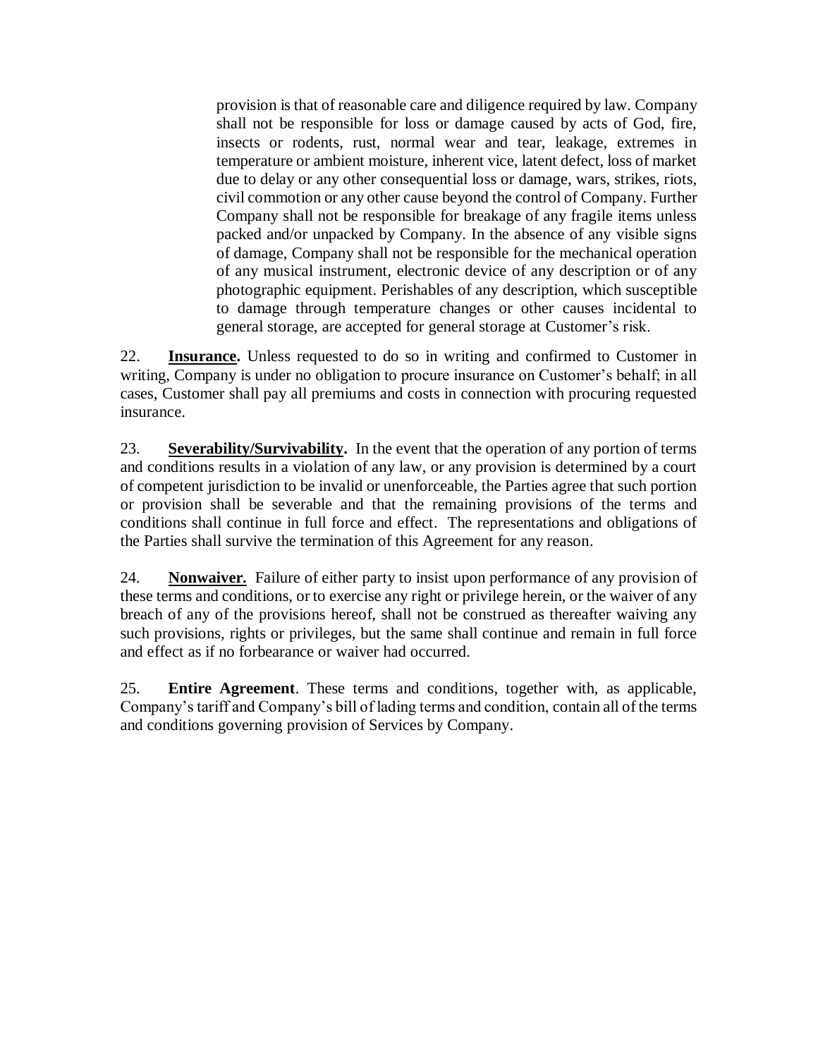provision is that of reasonable care and diligence required by law. Company shall not be responsible for loss or damage caused by acts of God, fire, insects or rodents, rust, normal wear and tear, leakage, extremes in temperature or ambient moisture, inherent vice, latent defect, loss of market due to delay or any other consequential loss or damage, wars, strikes, riots, civil commotion or any other cause beyond the control of Company. Further Company shall not be responsible for breakage of any fragile items unless packed and/or unpacked by Company. In the absence of any visible signs of damage, Company shall not be responsible for the mechanical operation of any musical instrument, electronic device of any description or of any photographic equipment. Perishables of any description, which susceptible to damage through temperature changes or other causes incidental to general storage, are accepted for general storage at Customer's risk.

22. **Insurance.** Unless requested to do so in writing and confirmed to Customer in writing, Company is under no obligation to procure insurance on Customer's behalf; in all cases, Customer shall pay all premiums and costs in connection with procuring requested insurance.

23. **Severability/Survivability.** In the event that the operation of any portion of terms and conditions results in a violation of any law, or any provision is determined by a court of competent jurisdiction to be invalid or unenforceable, the Parties agree that such portion or provision shall be severable and that the remaining provisions of the terms and conditions shall continue in full force and effect. The representations and obligations of the Parties shall survive the termination of this Agreement for any reason.

24. **Nonwaiver.** Failure of either party to insist upon performance of any provision of these terms and conditions, or to exercise any right or privilege herein, or the waiver of any breach of any of the provisions hereof, shall not be construed as thereafter waiving any such provisions, rights or privileges, but the same shall continue and remain in full force and effect as if no forbearance or waiver had occurred.

25. **Entire Agreement**. These terms and conditions, together with, as applicable, Company's tariff and Company's bill of lading terms and condition, contain all of the terms and conditions governing provision of Services by Company.